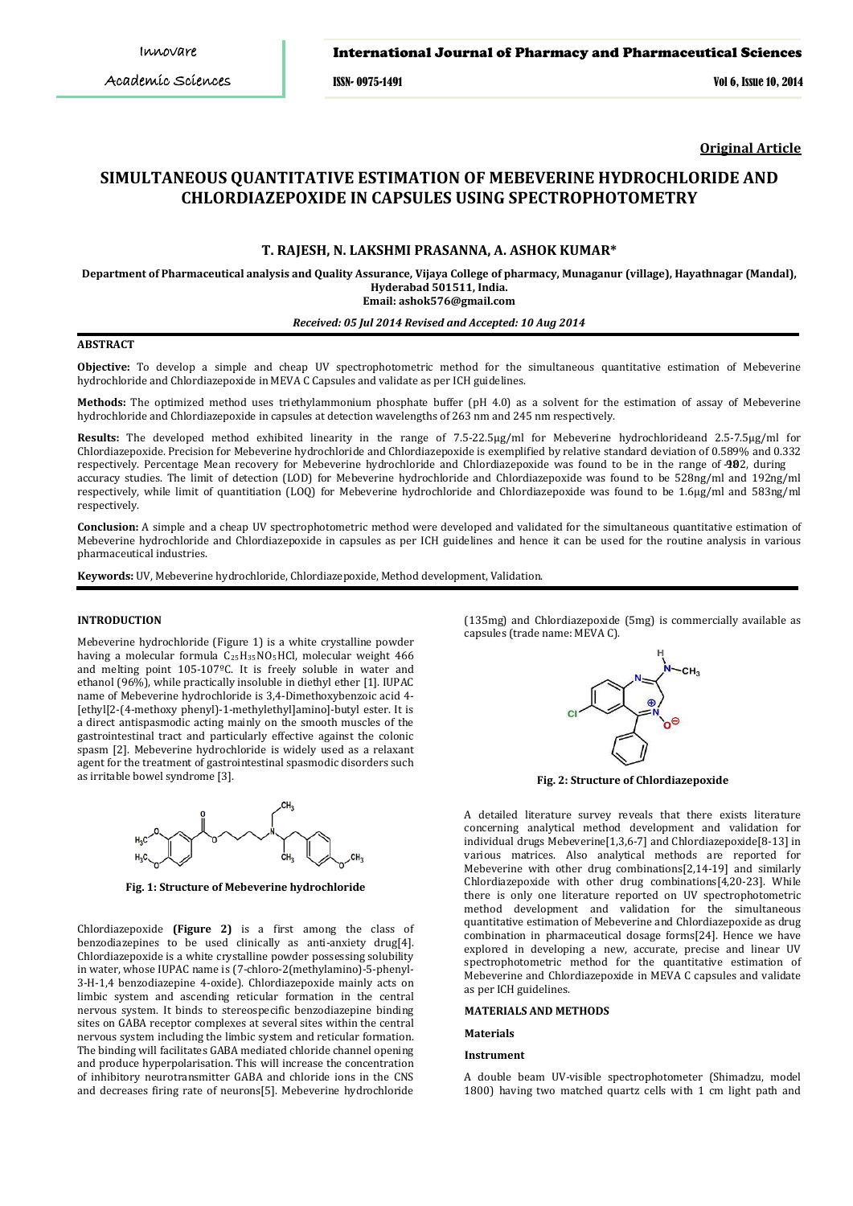**Original Article**

# SIMULTANEOUS QUANTITATIVE ESTIMATION OF MEBEVERINE HYDROCHLORIDE AND CHLORDIAZEPOXIDE IN CAPSULES USING SPECTROPHOTOMETRY

### T. RAJESH, N. LAKSHMI PRASANNA, A. ASHOK KUMAR*

**Department of Pharmaceutical analysis and Quality Assurance, Vijaya College of pharmacy, Munaganur (village), Hayathnagar (Mandal), Hyderabad 501511, India.**
**Email: ashok576@gmail.com**

***Received: 05 Jul 2014 Revised and Accepted: 10 Aug 2014***

## ABSTRACT

**Objective:** To develop a simple and cheap UV spectrophotometric method for the simultaneous quantitative estimation of Mebeverine hydrochloride and Chlordiazepoxide in MEVA C Capsules and validate as per ICH guidelines.

**Methods:** The optimized method uses triethylammonium phosphate buffer (pH 4.0) as a solvent for the estimation of assay of Mebeverine hydrochloride and Chlordiazepoxide in capsules at detection wavelengths of 263 nm and 245 nm respectively.

**Results:** The developed method exhibited linearity in the range of 7.5-22.5μg/ml for Mebeverine hydrochlorideand 2.5-7.5μg/ml for Chlordiazepoxide. Precision for Mebeverine hydrochloride and Chlordiazepoxide is exemplified by relative standard deviation of 0.589% and 0.332 respectively. Percentage Mean recovery for Mebeverine hydrochloride and Chlordiazepoxide was found to be in the range of 98-102, during accuracy studies. The limit of detection (LOD) for Mebeverine hydrochloride and Chlordiazepoxide was found to be 528ng/ml and 192ng/ml respectively, while limit of quantitiation (LOQ) for Mebeverine hydrochloride and Chlordiazepoxide was found to be 1.6μg/ml and 583ng/ml respectively.

**Conclusion:** A simple and a cheap UV spectrophotometric method were developed and validated for the simultaneous quantitative estimation of Mebeverine hydrochloride and Chlordiazepoxide in capsules as per ICH guidelines and hence it can be used for the routine analysis in various pharmaceutical industries.

**Keywords:** UV, Mebeverine hydrochloride, Chlordiazepoxide, Method development, Validation.

## INTRODUCTION

Mebeverine hydrochloride (Figure 1) is a white crystalline powder having a molecular formula $C_{25}H_{35}NO_5HCl$, molecular weight 466 and melting point 105-107ºC. It is freely soluble in water and ethanol (96%), while practically insoluble in diethyl ether [1]. IUPAC name of Mebeverine hydrochloride is 3,4-Dimethoxybenzoic acid 4-[ethyl[2-(4-methoxy phenyl)-1-methylethyl]amino]-butyl ester. It is a direct antispasmodic acting mainly on the smooth muscles of the gastrointestinal tract and particularly effective against the colonic spasm [2]. Mebeverine hydrochloride is widely used as a relaxant agent for the treatment of gastrointestinal spasmodic disorders such as irritable bowel syndrome [3].

**Fig. 1: Structure of Mebeverine hydrochloride**

Chlordiazepoxide **(Figure 2)** is a first among the class of benzodiazepines to be used clinically as anti-anxiety drug[4]. Chlordiazepoxide is a white crystalline powder possessing solubility in water, whose IUPAC name is (7-chloro-2(methylamino)-5-phenyl-3-H-1,4 benzodiazepine 4-oxide). Chlordiazepoxide mainly acts on limbic system and ascending reticular formation in the central nervous system. It binds to stereospecific benzodiazepine binding sites on GABA receptor complexes at several sites within the central nervous system including the limbic system and reticular formation. The binding will facilitates GABA mediated chloride channel opening and produce hyperpolarisation. This will increase the concentration of inhibitory neurotransmitter GABA and chloride ions in the CNS and decreases firing rate of neurons[5]. Mebeverine hydrochloride (135mg) and Chlordiazepoxide (5mg) is commercially available as capsules (trade name: MEVA C).

**Fig. 2: Structure of Chlordiazepoxide**

A detailed literature survey reveals that there exists literature concerning analytical method development and validation for individual drugs Mebeverine[1,3,6-7] and Chlordiazepoxide[8-13] in various matrices. Also analytical methods are reported for Mebeverine with other drug combinations[2,14-19] and similarly Chlordiazepoxide with other drug combinations[4,20-23]. While there is only one literature reported on UV spectrophotometric method development and validation for the simultaneous quantitative estimation of Mebeverine and Chlordiazepoxide as drug combination in pharmaceutical dosage forms[24]. Hence we have explored in developing a new, accurate, precise and linear UV spectrophotometric method for the quantitative estimation of Mebeverine and Chlordiazepoxide in MEVA C capsules and validate as per ICH guidelines.

## MATERIALS AND METHODS

### Materials

### Instrument

A double beam UV-visible spectrophotometer (Shimadzu, model 1800) having two matched quartz cells with 1 cm light path and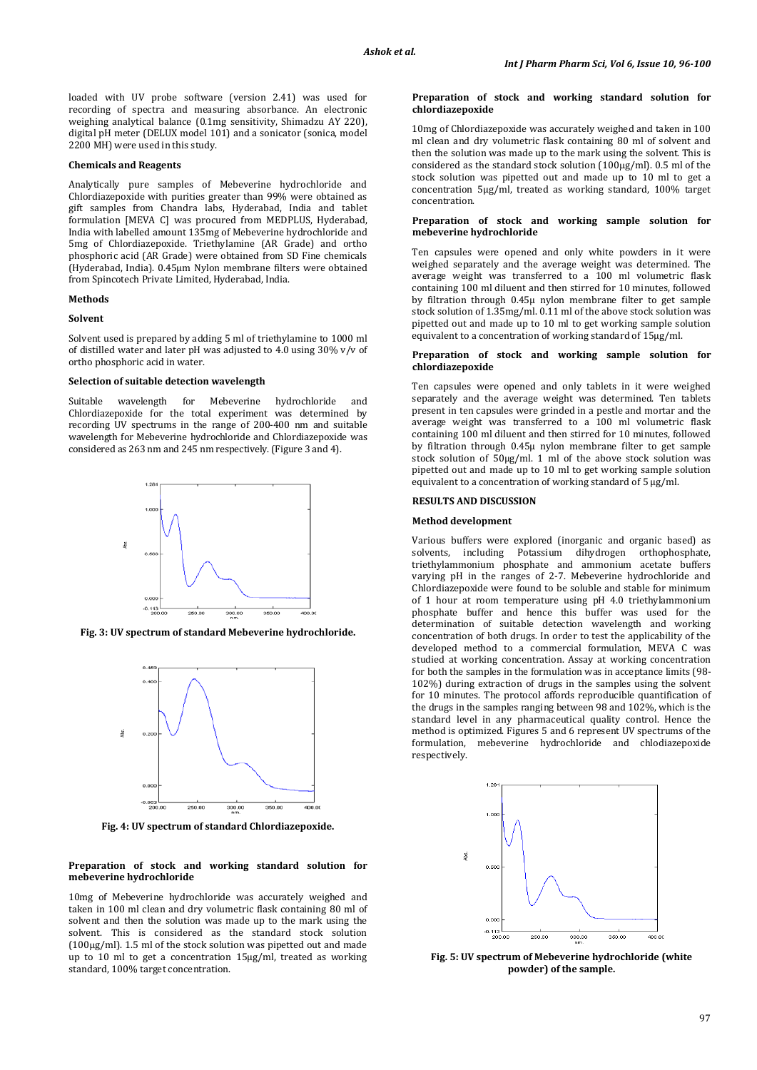loaded with UV probe software (version 2.41) was used for recording of spectra and measuring absorbance. An electronic weighing analytical balance (0.1mg sensitivity, Shimadzu AY 220), digital pH meter (DELUX model 101) and a sonicator (sonica, model 2200 MH) were used in this study.

#### Chemicals and Reagents

Analytically pure samples of Mebeverine hydrochloride and Chlordiazepoxide with purities greater than 99% were obtained as gift samples from Chandra labs, Hyderabad, India and tablet formulation [MEVA C] was procured from MEDPLUS, Hyderabad, India with labelled amount 135mg of Mebeverine hydrochloride and 5mg of Chlordiazepoxide. Triethylamine (AR Grade) and ortho phosphoric acid (AR Grade) were obtained from SD Fine chemicals (Hyderabad, India). 0.45µm Nylon membrane filters were obtained from Spincotech Private Limited, Hyderabad, India.

#### Methods

#### Solvent

Solvent used is prepared by adding 5 ml of triethylamine to 1000 ml of distilled water and later pH was adjusted to 4.0 using 30% v/v of ortho phosphoric acid in water.

#### Selection of suitable detection wavelength

Suitable wavelength for Mebeverine hydrochloride and Chlordiazepoxide for the total experiment was determined by recording UV spectrums in the range of 200-400 nm and suitable wavelength for Mebeverine hydrochloride and Chlordiazepoxide was considered as 263 nm and 245 nm respectively. (Figure 3 and 4).

**Fig. 3: UV spectrum of standard Mebeverine hydrochloride.**

**Fig. 4: UV spectrum of standard Chlordiazepoxide.**

#### Preparation of stock and working standard solution for mebeverine hydrochloride

10mg of Mebeverine hydrochloride was accurately weighed and taken in 100 ml clean and dry volumetric flask containing 80 ml of solvent and then the solution was made up to the mark using the solvent. This is considered as the standard stock solution (100µg/ml). 1.5 ml of the stock solution was pipetted out and made up to 10 ml to get a concentration 15µg/ml, treated as working standard, 100% target concentration.

#### Preparation of stock and working standard solution for chlordiazepoxide

10mg of Chlordiazepoxide was accurately weighed and taken in 100 ml clean and dry volumetric flask containing 80 ml of solvent and then the solution was made up to the mark using the solvent. This is considered as the standard stock solution (100µg/ml). 0.5 ml of the stock solution was pipetted out and made up to 10 ml to get a concentration 5µg/ml, treated as working standard, 100% target concentration.

#### Preparation of stock and working sample solution for mebeverine hydrochloride

Ten capsules were opened and only white powders in it were weighed separately and the average weight was determined. The average weight was transferred to a 100 ml volumetric flask containing 100 ml diluent and then stirred for 10 minutes, followed by filtration through 0.45µ nylon membrane filter to get sample stock solution of 1.35mg/ml. 0.11 ml of the above stock solution was pipetted out and made up to 10 ml to get working sample solution equivalent to a concentration of working standard of 15µg/ml.

#### Preparation of stock and working sample solution for chlordiazepoxide

Ten capsules were opened and only tablets in it were weighed separately and the average weight was determined. Ten tablets present in ten capsules were grinded in a pestle and mortar and the average weight was transferred to a 100 ml volumetric flask containing 100 ml diluent and then stirred for 10 minutes, followed by filtration through 0.45µ nylon membrane filter to get sample stock solution of 50µg/ml. 1 ml of the above stock solution was pipetted out and made up to 10 ml to get working sample solution equivalent to a concentration of working standard of 5 µg/ml.

### RESULTS AND DISCUSSION

#### Method development

Various buffers were explored (inorganic and organic based) as solvents, including Potassium dihydrogen orthophosphate, triethylammonium phosphate and ammonium acetate buffers varying pH in the ranges of 2-7. Mebeverine hydrochloride and Chlordiazepoxide were found to be soluble and stable for minimum of 1 hour at room temperature using pH 4.0 triethylammonium phosphate buffer and hence this buffer was used for the determination of suitable detection wavelength and working concentration of both drugs. In order to test the applicability of the developed method to a commercial formulation, MEVA C was studied at working concentration. Assay at working concentration for both the samples in the formulation was in acceptance limits (98-102%) during extraction of drugs in the samples using the solvent for 10 minutes. The protocol affords reproducible quantification of the drugs in the samples ranging between 98 and 102%, which is the standard level in any pharmaceutical quality control. Hence the method is optimized. Figures 5 and 6 represent UV spectrums of the formulation, mebeverine hydrochloride and chlodiazepoxide respectively.

**Fig. 5: UV spectrum of Mebeverine hydrochloride (white powder) of the sample.**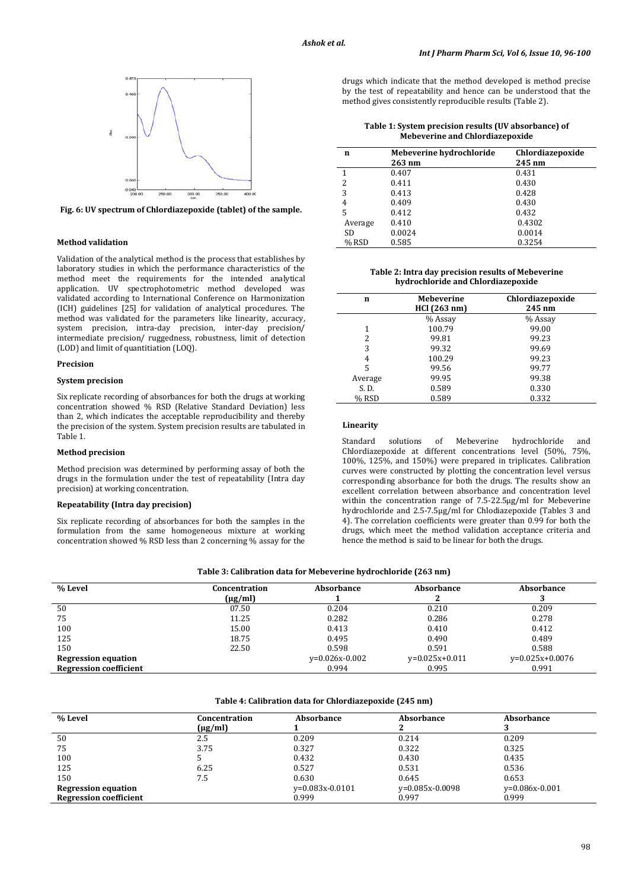Fig. 6: UV spectrum of Chlordiazepoxide (tablet) of the sample.

### Method validation

Validation of the analytical method is the process that establishes by laboratory studies in which the performance characteristics of the method meet the requirements for the intended analytical application. UV spectrophotometric method developed was validated according to International Conference on Harmonization (ICH) guidelines [25] for validation of analytical procedures. The method was validated for the parameters like linearity, accuracy, system precision, intra-day precision, inter-day precision/ intermediate precision/ ruggedness, robustness, limit of detection (LOD) and limit of quantitiation (LOQ).

### Precision

#### System precision

Six replicate recording of absorbances for both the drugs at working concentration showed % RSD (Relative Standard Deviation) less than 2, which indicates the acceptable reproducibility and thereby the precision of the system. System precision results are tabulated in Table 1.

#### Method precision

Method precision was determined by performing assay of both the drugs in the formulation under the test of repeatability (Intra day precision) at working concentration.

#### Repeatability (Intra day precision)

Six replicate recording of absorbances for both the samples in the formulation from the same homogeneous mixture at working concentration showed % RSD less than 2 concerning % assay for the drugs which indicate that the method developed is method precise by the test of repeatability and hence can be understood that the method gives consistently reproducible results (Table 2).

**Table 1: System precision results (UV absorbance) of Mebeverine and Chlordiazepoxide**

| n | Mebeverine hydrochloride 263 nm | Chlordiazepoxide 245 nm |
|---|---|---|
| 1 | 0.407 | 0.431 |
| 2 | 0.411 | 0.430 |
| 3 | 0.413 | 0.428 |
| 4 | 0.409 | 0.430 |
| 5 | 0.412 | 0.432 |
| Average | 0.410 | 0.4302 |
| SD | 0.0024 | 0.0014 |
| % RSD | 0.585 | 0.3254 |

**Table 2: Intra day precision results of Mebeverine hydrochloride and Chlordiazepoxide**

| n | Mebeverine HCl (263 nm) | Chlordiazepoxide 245 nm |
|---|---|---|
| | % Assay | % Assay |
| 1 | 100.79 | 99.00 |
| 2 | 99.81 | 99.23 |
| 3 | 99.32 | 99.69 |
| 4 | 100.29 | 99.23 |
| 5 | 99.56 | 99.77 |
| Average | 99.95 | 99.38 |
| S. D. | 0.589 | 0.330 |
| % RSD | 0.589 | 0.332 |

### Linearity

Standard solutions of Mebeverine hydrochloride and Chlordiazepoxide at different concentrations level (50%, 75%, 100%, 125%, and 150%) were prepared in triplicates. Calibration curves were constructed by plotting the concentration level versus corresponding absorbance for both the drugs. The results show an excellent correlation between absorbance and concentration level within the concentration range of 7.5-22.5µg/ml for Mebeverine hydrochloride and 2.5-7.5µg/ml for Chlodiazepoxide (Tables 3 and 4). The correlation coefficients were greater than 0.99 for both the drugs, which meet the method validation acceptance criteria and hence the method is said to be linear for both the drugs.

**Table 3: Calibration data for Mebeverine hydrochloride (263 nm)**

| % Level | Concentration (µg/ml) | Absorbance 1 | Absorbance 2 | Absorbance 3 |
|---|---|---|---|---|
| 50 | 07.50 | 0.204 | 0.210 | 0.209 |
| 75 | 11.25 | 0.282 | 0.286 | 0.278 |
| 100 | 15.00 | 0.413 | 0.410 | 0.412 |
| 125 | 18.75 | 0.495 | 0.490 | 0.489 |
| 150 | 22.50 | 0.598 | 0.591 | 0.588 |
| **Regression equation** | | y=0.026x-0.002 | y=0.025x+0.011 | y=0.025x+0.0076 |
| **Regression coefficient** | | 0.994 | 0.995 | 0.991 |

**Table 4: Calibration data for Chlordiazepoxide (245 nm)**

| % Level | Concentration (µg/ml) | Absorbance 1 | Absorbance 2 | Absorbance 3 |
|---|---|---|---|---|
| 50 | 2.5 | 0.209 | 0.214 | 0.209 |
| 75 | 3.75 | 0.327 | 0.322 | 0.325 |
| 100 | 5 | 0.432 | 0.430 | 0.435 |
| 125 | 6.25 | 0.527 | 0.531 | 0.536 |
| 150 | 7.5 | 0.630 | 0.645 | 0.653 |
| **Regression equation** | | y=0.083x-0.0101 | y=0.085x-0.0098 | y=0.086x-0.001 |
| **Regression coefficient** | | 0.999 | 0.997 | 0.999 |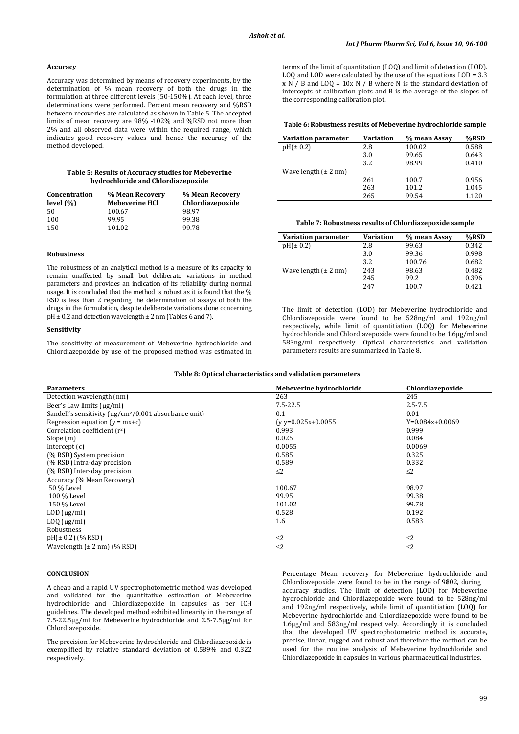### Accuracy

Accuracy was determined by means of recovery experiments, by the determination of % mean recovery of both the drugs in the formulation at three different levels (50-150%). At each level, three determinations were performed. Percent mean recovery and %RSD between recoveries are calculated as shown in Table 5. The accepted limits of mean recovery are 98% -102% and %RSD not more than 2% and all observed data were within the required range, which indicates good recovery values and hence the accuracy of the method developed.

**Table 5: Results of Accuracy studies for Mebeverine hydrochloride and Chlordiazepoxide**

| Concentration level (%) | % Mean Recovery Mebeverine HCl | % Mean Recovery Chlordiazepoxide |
|---|---|---|
| 50 | 100.67 | 98.97 |
| 100 | 99.95 | 99.38 |
| 150 | 101.02 | 99.78 |

### Robustness

The robustness of an analytical method is a measure of its capacity to remain unaffected by small but deliberate variations in method parameters and provides an indication of its reliability during normal usage. It is concluded that the method is robust as it is found that the % RSD is less than 2 regarding the determination of assays of both the drugs in the formulation, despite deliberate variations done concerning pH ± 0.2 and detection wavelength ± 2 nm (Tables 6 and 7).

### Sensitivity

The sensitivity of measurement of Mebeverine hydrochloride and Chlordiazepoxide by use of the proposed method was estimated in terms of the limit of quantitation (LOQ) and limit of detection (LOD). LOQ and LOD were calculated by the use of the equations LOD = 3.3 x N / B and LOQ = 10x N / B where N is the standard deviation of intercepts of calibration plots and B is the average of the slopes of the corresponding calibration plot.

**Table 6: Robustness results of Mebeverine hydrochloride sample**

| Variation parameter | Variation | % mean Assay | %RSD |
|---|---|---|---|
| pH(± 0.2) | 2.8 | 100.02 | 0.588 |
| | 3.0 | 99.65 | 0.643 |
| | 3.2 | 98.99 | 0.410 |
| Wave length (± 2 nm) | | | |
| | 261 | 100.7 | 0.956 |
| | 263 | 101.2 | 1.045 |
| | 265 | 99.54 | 1.120 |

**Table 7: Robustness results of Chlordiazepoxide sample**

| Variation parameter | Variation | % mean Assay | %RSD |
|---|---|---|---|
| pH(± 0.2) | 2.8 | 99.63 | 0.342 |
| | 3.0 | 99.36 | 0.998 |
| | 3.2 | 100.76 | 0.682 |
| Wave length (± 2 nm) | 243 | 98.63 | 0.482 |
| | 245 | 99.2 | 0.396 |
| | 247 | 100.7 | 0.421 |

The limit of detection (LOD) for Mebeverine hydrochloride and Chlordiazepoxide were found to be 528ng/ml and 192ng/ml respectively, while limit of quantitiation (LOQ) for Mebeverine hydrochloride and Chlordiazepoxide were found to be 1.6μg/ml and 583ng/ml respectively. Optical characteristics and validation parameters results are summarized in Table 8.

**Table 8: Optical characteristics and validation parameters**

| Parameters | Mebeverine hydrochloride | Chlordiazepoxide |
|---|---|---|
| Detection wavelength (nm) | 263 | 245 |
| Beer's Law limits (μg/ml) | 7.5-22.5 | 2.5-7.5 |
| Sandell's sensitivity (μg/cm²/0.001 absorbance unit) | 0.1 | 0.01 |
| Regression equation (y = mx+c) | (y y=0.025x+0.0055 | Y=0.084x+0.0069 |
| Correlation coefficient ($r^2$) | 0.993 | 0.999 |
| Slope (m) | 0.025 | 0.084 |
| Intercept (c) | 0.0055 | 0.0069 |
| (% RSD) System precision | 0.585 | 0.325 |
| (% RSD) Intra-day precision | 0.589 | 0.332 |
| (% RSD) Inter-day precision | ≤2 | ≤2 |
| Accuracy (% Mean Recovery) | | |
| 50 % Level | 100.67 | 98.97 |
| 100 % Level | 99.95 | 99.38 |
| 150 % Level | 101.02 | 99.78 |
| LOD (μg/ml) | 0.528 | 0.192 |
| LOQ (μg/ml) | 1.6 | 0.583 |
| Robustness | | |
| pH(± 0.2) (% RSD) | ≤2 | ≤2 |
| Wavelength (± 2 nm) (% RSD) | ≤2 | ≤2 |

## CONCLUSION

A cheap and a rapid UV spectrophotometric method was developed and validated for the quantitative estimation of Mebeverine hydrochloride and Chlordiazepoxide in capsules as per ICH guidelines. The developed method exhibited linearity in the range of 7.5-22.5μg/ml for Mebeverine hydrochloride and 2.5-7.5μg/ml for Chlordiazepoxide.

The precision for Mebeverine hydrochloride and Chlordiazepoxide is exemplified by relative standard deviation of 0.589% and 0.322 respectively.

Percentage Mean recovery for Mebeverine hydrochloride and Chlordiazepoxide were found to be in the range of 98102, during accuracy studies. The limit of detection (LOD) for Mebeverine hydrochloride and Chlordiazepoxide were found to be 528ng/ml and 192ng/ml respectively, while limit of quantitiation (LOQ) for Mebeverine hydrochloride and Chlordiazepoxide were found to be 1.6μg/ml and 583ng/ml respectively. Accordingly it is concluded that the developed UV spectrophotometric method is accurate, precise, linear, rugged and robust and therefore the method can be used for the routine analysis of Mebeverine hydrochloride and Chlordiazepoxide in capsules in various pharmaceutical industries.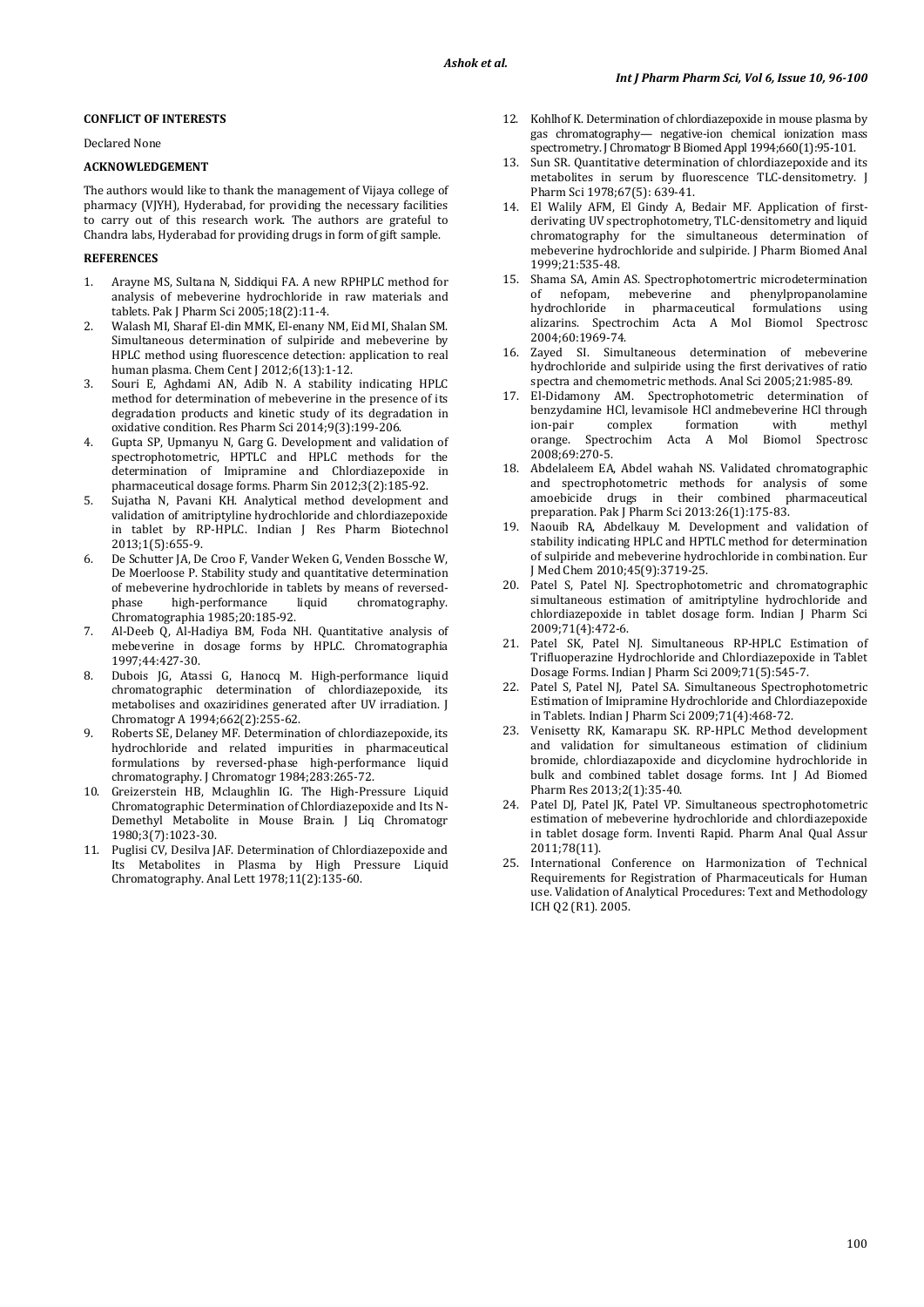**CONFLICT OF INTERESTS**

Declared None

**ACKNOWLEDGEMENT**

The authors would like to thank the management of Vijaya college of pharmacy (VJYH), Hyderabad, for providing the necessary facilities to carry out of this research work. The authors are grateful to Chandra labs, Hyderabad for providing drugs in form of gift sample.

**REFERENCES**

1. Arayne MS, Sultana N, Siddiqui FA. A new RPHPLC method for analysis of mebeverine hydrochloride in raw materials and tablets. Pak J Pharm Sci 2005;18(2):11-4.
2. Walash MI, Sharaf El-din MMK, El-enany NM, Eid MI, Shalan SM. Simultaneous determination of sulpiride and mebeverine by HPLC method using fluorescence detection: application to real human plasma. Chem Cent J 2012;6(13):1-12.
3. Souri E, Aghdami AN, Adib N. A stability indicating HPLC method for determination of mebeverine in the presence of its degradation products and kinetic study of its degradation in oxidative condition. Res Pharm Sci 2014;9(3):199-206.
4. Gupta SP, Upmanyu N, Garg G. Development and validation of spectrophotometric, HPTLC and HPLC methods for the determination of Imipramine and Chlordiazepoxide in pharmaceutical dosage forms. Pharm Sin 2012;3(2):185-92.
5. Sujatha N, Pavani KH. Analytical method development and validation of amitriptyline hydrochloride and chlordiazepoxide in tablet by RP-HPLC. Indian J Res Pharm Biotechnol 2013;1(5):655-9.
6. De Schutter JA, De Croo F, Vander Weken G, Venden Bossche W, De Moerloose P. Stability study and quantitative determination of mebeverine hydrochloride in tablets by means of reversed-phase high-performance liquid chromatography. Chromatographia 1985;20:185-92.
7. Al-Deeb Q, Al-Hadiya BM, Foda NH. Quantitative analysis of mebeverine in dosage forms by HPLC. Chromatographia 1997;44:427-30.
8. Dubois JG, Atassi G, Hanocq M. High-performance liquid chromatographic determination of chlordiazepoxide, its metabolises and oxaziridines generated after UV irradiation. J Chromatogr A 1994;662(2):255-62.
9. Roberts SE, Delaney MF. Determination of chlordiazepoxide, its hydrochloride and related impurities in pharmaceutical formulations by reversed-phase high-performance liquid chromatography. J Chromatogr 1984;283:265-72.
10. Greizerstein HB, Mclaughlin IG. The High-Pressure Liquid Chromatographic Determination of Chlordiazepoxide and Its N-Demethyl Metabolite in Mouse Brain. J Liq Chromatogr 1980;3(7):1023-30.
11. Puglisi CV, Desilva JAF. Determination of Chlordiazepoxide and Its Metabolites in Plasma by High Pressure Liquid Chromatography. Anal Lett 1978;11(2):135-60.
12. Kohlhof K. Determination of chlordiazepoxide in mouse plasma by gas chromatography— negative-ion chemical ionization mass spectrometry. J Chromatogr B Biomed Appl 1994;660(1):95-101.
13. Sun SR. Quantitative determination of chlordiazepoxide and its metabolites in serum by fluorescence TLC-densitometry. J Pharm Sci 1978;67(5): 639-41.
14. El Walily AFM, El Gindy A, Bedair MF. Application of first-derivating UV spectrophotometry, TLC-densitometry and liquid chromatography for the simultaneous determination of mebeverine hydrochloride and sulpiride. J Pharm Biomed Anal 1999;21:535-48.
15. Shama SA, Amin AS. Spectrophotomertric microdetermination of nefopam, mebeverine and phenylpropanolamine hydrochloride in pharmaceutical formulations using alizarins. Spectrochim Acta A Mol Biomol Spectrosc 2004;60:1969-74.
16. Zayed SI. Simultaneous determination of mebeverine hydrochloride and sulpiride using the first derivatives of ratio spectra and chemometric methods. Anal Sci 2005;21:985-89.
17. El-Didamony AM. Spectrophotometric determination of benzydamine HCl, levamisole HCl andmebeverine HCl through ion-pair complex formation with methyl orange. Spectrochim Acta A Mol Biomol Spectrosc 2008;69:270-5.
18. Abdelaleem EA, Abdel wahah NS. Validated chromatographic and spectrophotometric methods for analysis of some amoebicide drugs in their combined pharmaceutical preparation. Pak J Pharm Sci 2013:26(1):175-83.
19. Naouib RA, Abdelkauy M. Development and validation of stability indicating HPLC and HPTLC method for determination of sulpiride and mebeverine hydrochloride in combination. Eur J Med Chem 2010;45(9):3719-25.
20. Patel S, Patel NJ. Spectrophotometric and chromatographic simultaneous estimation of amitriptyline hydrochloride and chlordiazepoxide in tablet dosage form. Indian J Pharm Sci 2009;71(4):472-6.
21. Patel SK, Patel NJ. Simultaneous RP-HPLC Estimation of Trifluoperazine Hydrochloride and Chlordiazepoxide in Tablet Dosage Forms. Indian J Pharm Sci 2009;71(5):545-7.
22. Patel S, Patel NJ, Patel SA. Simultaneous Spectrophotometric Estimation of Imipramine Hydrochloride and Chlordiazepoxide in Tablets. Indian J Pharm Sci 2009;71(4):468-72.
23. Venisetty RK, Kamarapu SK. RP-HPLC Method development and validation for simultaneous estimation of clidinium bromide, chlordiazapoxide and dicyclomine hydrochloride in bulk and combined tablet dosage forms. Int J Ad Biomed Pharm Res 2013;2(1):35-40.
24. Patel DJ, Patel JK, Patel VP. Simultaneous spectrophotometric estimation of mebeverine hydrochloride and chlordiazepoxide in tablet dosage form. Inventi Rapid. Pharm Anal Qual Assur 2011;78(11).
25. International Conference on Harmonization of Technical Requirements for Registration of Pharmaceuticals for Human use. Validation of Analytical Procedures: Text and Methodology ICH Q2 (R1). 2005.